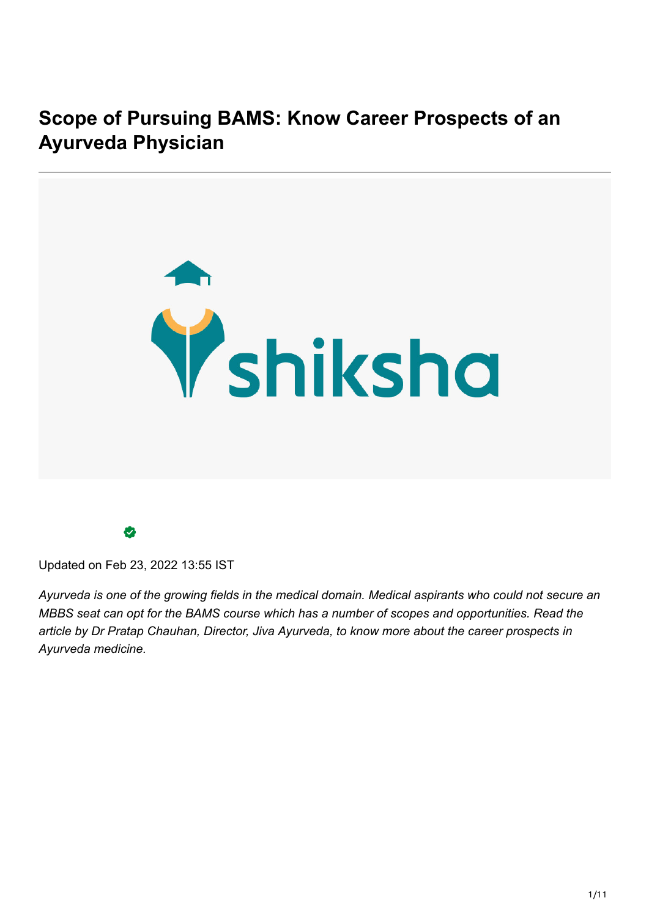# Scope of Pursuing BAMS: Know Career Prospects of an Ayurveda Physician

Updated on Feb 23, 2022 13:55 IST

*Ayurveda is one of the growing fields in the medical domain. Medical aspirants who could not secure an MBBS seat can opt for the BAMS course which has a number of scopes and opportunities. Read the article by Dr Pratap Chauhan, Director, Jiva Ayurveda, to know more about the career prospects in Ayurveda medicine.*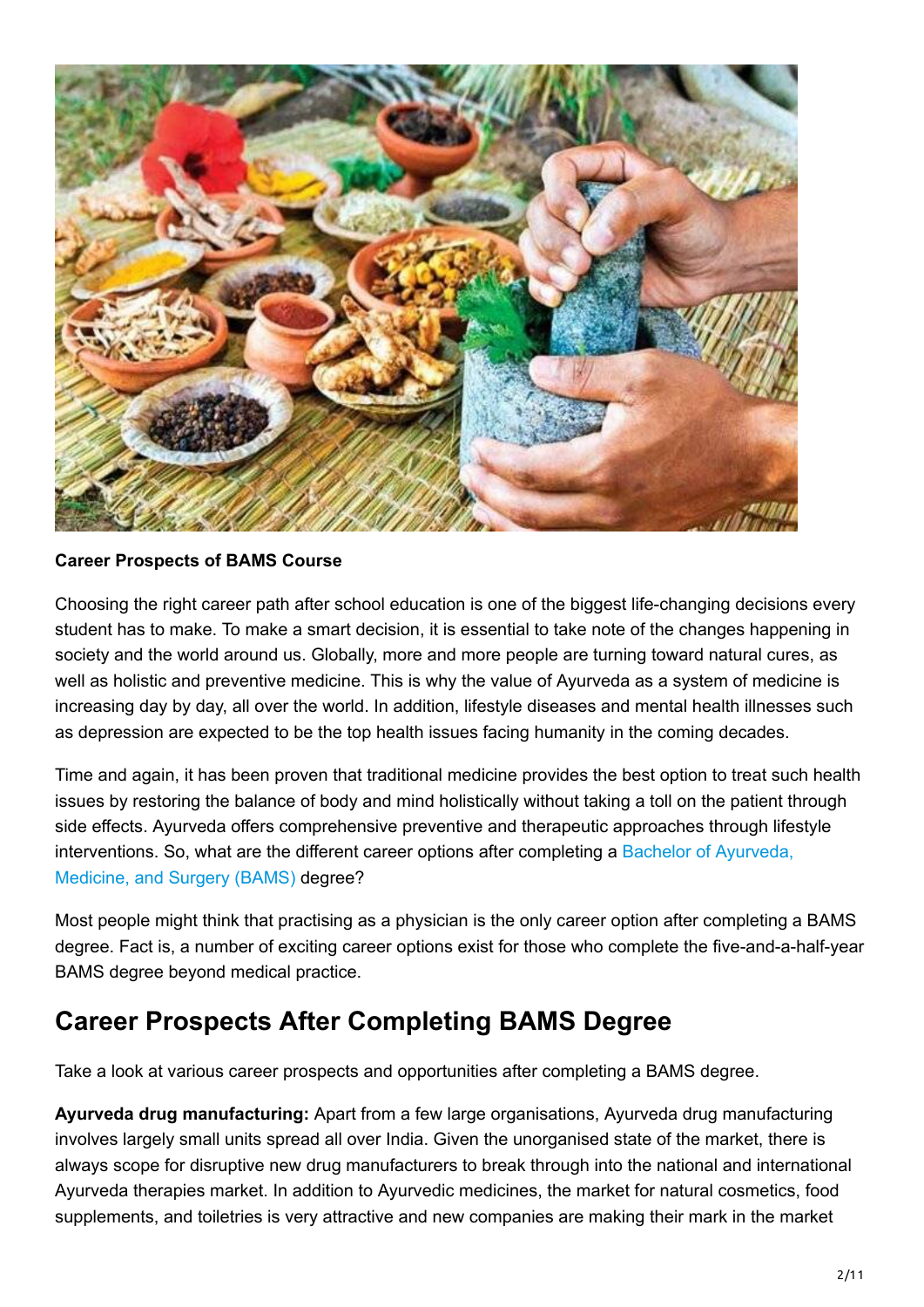**Career Prospects of BAMS Course**

Choosing the right career path after school education is one of the biggest life-changing decisions every student has to make. To make a smart decision, it is essential to take note of the changes happening in society and the world around us. Globally, more and more people are turning toward natural cures, as well as holistic and preventive medicine. This is why the value of Ayurveda as a system of medicine is increasing day by day, all over the world. In addition, lifestyle diseases and mental health illnesses such as depression are expected to be the top health issues facing humanity in the coming decades.

Time and again, it has been proven that traditional medicine provides the best option to treat such health issues by restoring the balance of body and mind holistically without taking a toll on the patient through side effects. Ayurveda offers comprehensive preventive and therapeutic approaches through lifestyle interventions. So, what are the different career options after completing a Bachelor of Ayurveda, Medicine, and Surgery (BAMS) degree?

Most people might think that practising as a physician is the only career option after completing a BAMS degree. Fact is, a number of exciting career options exist for those who complete the five-and-a-half-year BAMS degree beyond medical practice.

## Career Prospects After Completing BAMS Degree

Take a look at various career prospects and opportunities after completing a BAMS degree.

**Ayurveda drug manufacturing:** Apart from a few large organisations, Ayurveda drug manufacturing involves largely small units spread all over India. Given the unorganised state of the market, there is always scope for disruptive new drug manufacturers to break through into the national and international Ayurveda therapies market. In addition to Ayurvedic medicines, the market for natural cosmetics, food supplements, and toiletries is very attractive and new companies are making their mark in the market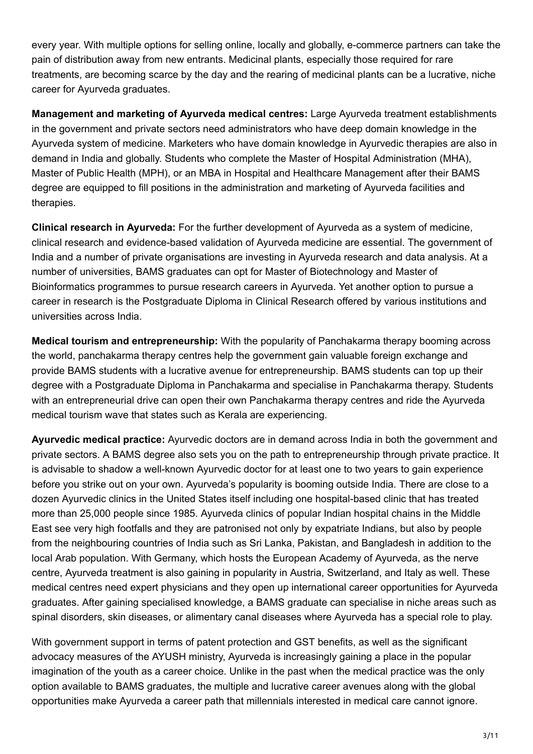every year. With multiple options for selling online, locally and globally, e-commerce partners can take the pain of distribution away from new entrants. Medicinal plants, especially those required for rare treatments, are becoming scarce by the day and the rearing of medicinal plants can be a lucrative, niche career for Ayurveda graduates.

**Management and marketing of Ayurveda medical centres:** Large Ayurveda treatment establishments in the government and private sectors need administrators who have deep domain knowledge in the Ayurveda system of medicine. Marketers who have domain knowledge in Ayurvedic therapies are also in demand in India and globally. Students who complete the Master of Hospital Administration (MHA), Master of Public Health (MPH), or an MBA in Hospital and Healthcare Management after their BAMS degree are equipped to fill positions in the administration and marketing of Ayurveda facilities and therapies.

**Clinical research in Ayurveda:** For the further development of Ayurveda as a system of medicine, clinical research and evidence-based validation of Ayurveda medicine are essential. The government of India and a number of private organisations are investing in Ayurveda research and data analysis. At a number of universities, BAMS graduates can opt for Master of Biotechnology and Master of Bioinformatics programmes to pursue research careers in Ayurveda. Yet another option to pursue a career in research is the Postgraduate Diploma in Clinical Research offered by various institutions and universities across India.

**Medical tourism and entrepreneurship:** With the popularity of Panchakarma therapy booming across the world, panchakarma therapy centres help the government gain valuable foreign exchange and provide BAMS students with a lucrative avenue for entrepreneurship. BAMS students can top up their degree with a Postgraduate Diploma in Panchakarma and specialise in Panchakarma therapy. Students with an entrepreneurial drive can open their own Panchakarma therapy centres and ride the Ayurveda medical tourism wave that states such as Kerala are experiencing.

**Ayurvedic medical practice:** Ayurvedic doctors are in demand across India in both the government and private sectors. A BAMS degree also sets you on the path to entrepreneurship through private practice. It is advisable to shadow a well-known Ayurvedic doctor for at least one to two years to gain experience before you strike out on your own. Ayurveda's popularity is booming outside India. There are close to a dozen Ayurvedic clinics in the United States itself including one hospital-based clinic that has treated more than 25,000 people since 1985. Ayurveda clinics of popular Indian hospital chains in the Middle East see very high footfalls and they are patronised not only by expatriate Indians, but also by people from the neighbouring countries of India such as Sri Lanka, Pakistan, and Bangladesh in addition to the local Arab population. With Germany, which hosts the European Academy of Ayurveda, as the nerve centre, Ayurveda treatment is also gaining in popularity in Austria, Switzerland, and Italy as well. These medical centres need expert physicians and they open up international career opportunities for Ayurveda graduates. After gaining specialised knowledge, a BAMS graduate can specialise in niche areas such as spinal disorders, skin diseases, or alimentary canal diseases where Ayurveda has a special role to play.

With government support in terms of patent protection and GST benefits, as well as the significant advocacy measures of the AYUSH ministry, Ayurveda is increasingly gaining a place in the popular imagination of the youth as a career choice. Unlike in the past when the medical practice was the only option available to BAMS graduates, the multiple and lucrative career avenues along with the global opportunities make Ayurveda a career path that millennials interested in medical care cannot ignore.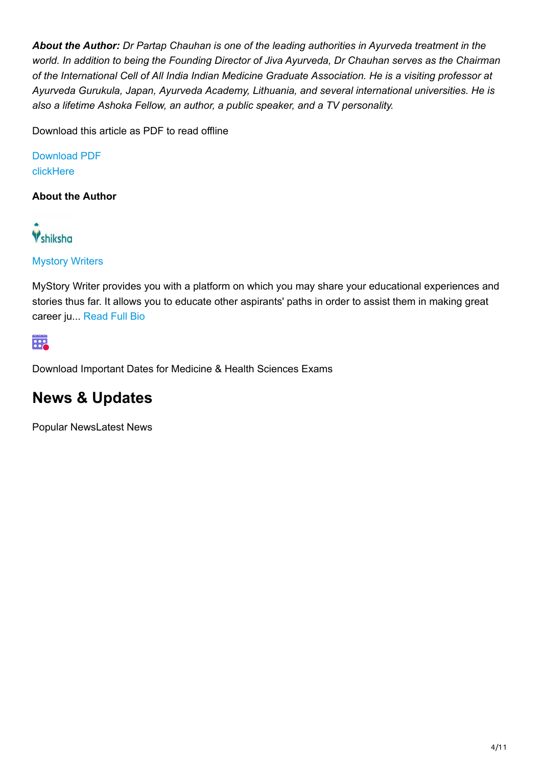***About the Author:*** *Dr Partap Chauhan is one of the leading authorities in Ayurveda treatment in the world. In addition to being the Founding Director of Jiva Ayurveda, Dr Chauhan serves as the Chairman of the International Cell of All India Indian Medicine Graduate Association. He is a visiting professor at Ayurveda Gurukula, Japan, Ayurveda Academy, Lithuania, and several international universities. He is also a lifetime Ashoka Fellow, an author, a public speaker, and a TV personality.*

Download this article as PDF to read offline

Download PDF
clickHere

**About the Author**

shiksha

Mystory Writers

MyStory Writer provides you with a platform on which you may share your educational experiences and stories thus far. It allows you to educate other aspirants' paths in order to assist them in making great career ju... Read Full Bio

Download Important Dates for Medicine & Health Sciences Exams

## News & Updates

Popular NewsLatest News